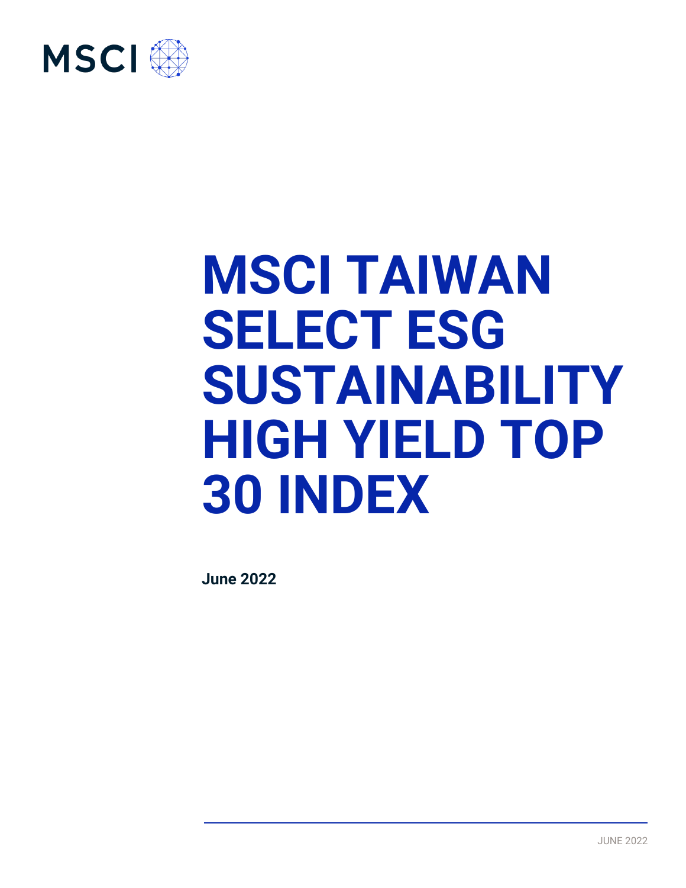MSCI

# MSCI TAIWAN SELECT ESG SUSTAINABILITY HIGH YIELD TOP 30 INDEX

**June 2022**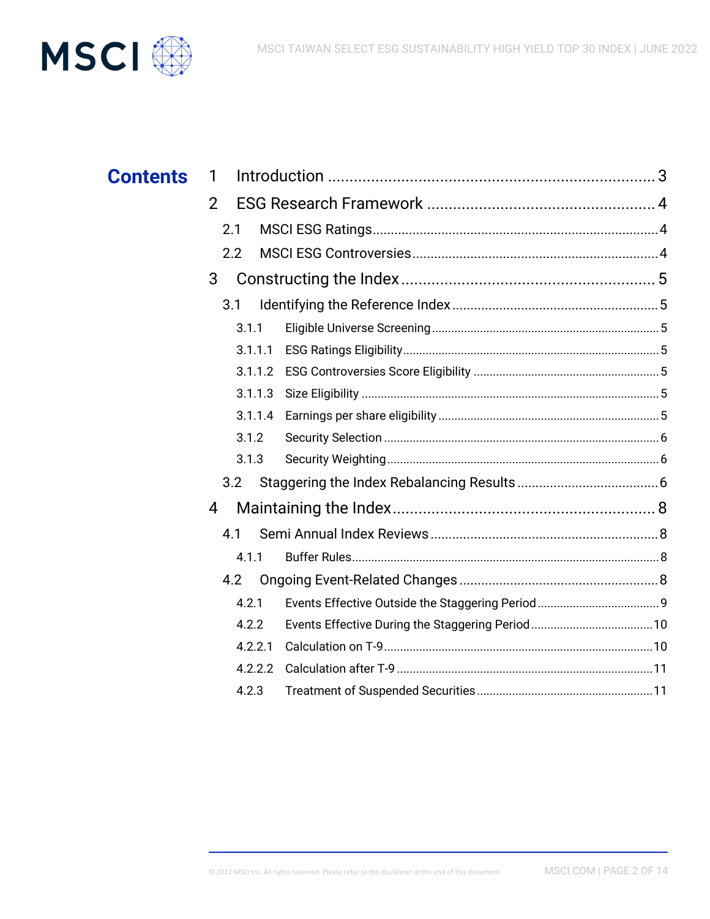# Contents

| | | |
|---|---|---|
| 1 | Introduction | 3 |
| 2 | ESG Research Framework | 4 |
| 2.1 | MSCI ESG Ratings | 4 |
| 2.2 | MSCI ESG Controversies | 4 |
| 3 | Constructing the Index | 5 |
| 3.1 | Identifying the Reference Index | 5 |
| 3.1.1 | Eligible Universe Screening | 5 |
| 3.1.1.1 | ESG Ratings Eligibility | 5 |
| 3.1.1.2 | ESG Controversies Score Eligibility | 5 |
| 3.1.1.3 | Size Eligibility | 5 |
| 3.1.1.4 | Earnings per share eligibility | 5 |
| 3.1.2 | Security Selection | 6 |
| 3.1.3 | Security Weighting | 6 |
| 3.2 | Staggering the Index Rebalancing Results | 6 |
| 4 | Maintaining the Index | 8 |
| 4.1 | Semi Annual Index Reviews | 8 |
| 4.1.1 | Buffer Rules | 8 |
| 4.2 | Ongoing Event-Related Changes | 8 |
| 4.2.1 | Events Effective Outside the Staggering Period | 9 |
| 4.2.2 | Events Effective During the Staggering Period | 10 |
| 4.2.2.1 | Calculation on T-9 | 10 |
| 4.2.2.2 | Calculation after T-9 | 11 |
| 4.2.3 | Treatment of Suspended Securities | 11 |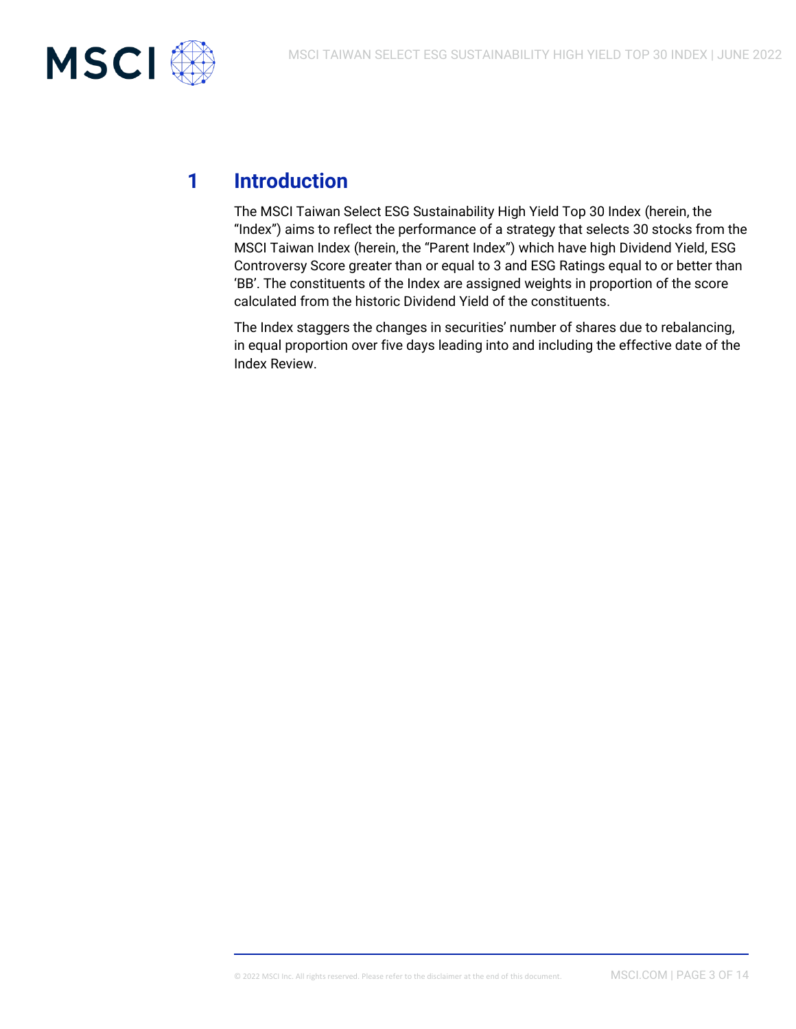# 1 Introduction

The MSCI Taiwan Select ESG Sustainability High Yield Top 30 Index (herein, the "Index") aims to reflect the performance of a strategy that selects 30 stocks from the MSCI Taiwan Index (herein, the "Parent Index") which have high Dividend Yield, ESG Controversy Score greater than or equal to 3 and ESG Ratings equal to or better than 'BB'. The constituents of the Index are assigned weights in proportion of the score calculated from the historic Dividend Yield of the constituents.

The Index staggers the changes in securities' number of shares due to rebalancing, in equal proportion over five days leading into and including the effective date of the Index Review.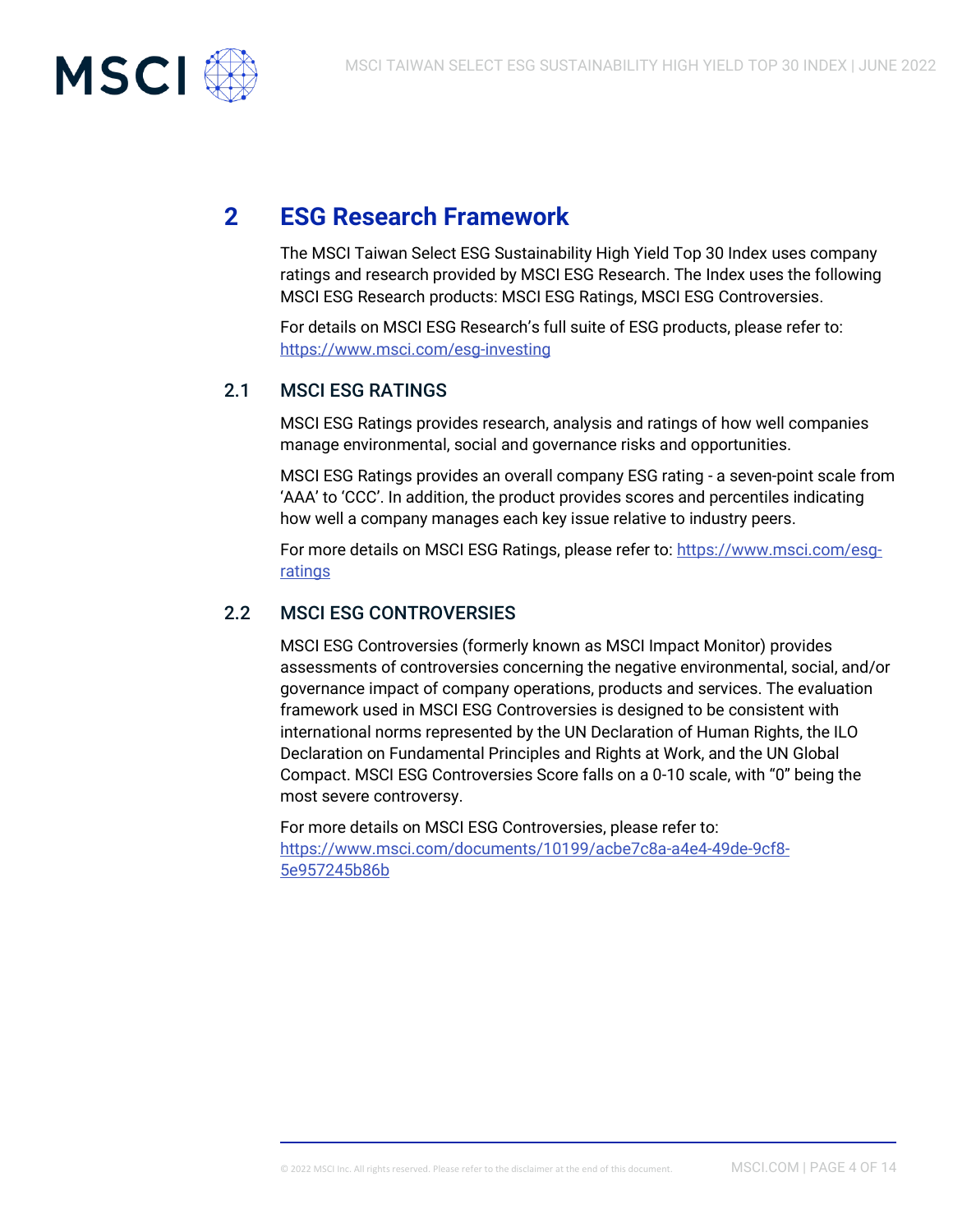# 2 ESG Research Framework

The MSCI Taiwan Select ESG Sustainability High Yield Top 30 Index uses company ratings and research provided by MSCI ESG Research. The Index uses the following MSCI ESG Research products: MSCI ESG Ratings, MSCI ESG Controversies.

For details on MSCI ESG Research's full suite of ESG products, please refer to: https://www.msci.com/esg-investing

## 2.1 MSCI ESG RATINGS

MSCI ESG Ratings provides research, analysis and ratings of how well companies manage environmental, social and governance risks and opportunities.

MSCI ESG Ratings provides an overall company ESG rating - a seven-point scale from 'AAA' to 'CCC'. In addition, the product provides scores and percentiles indicating how well a company manages each key issue relative to industry peers.

For more details on MSCI ESG Ratings, please refer to: https://www.msci.com/esg-ratings

## 2.2 MSCI ESG CONTROVERSIES

MSCI ESG Controversies (formerly known as MSCI Impact Monitor) provides assessments of controversies concerning the negative environmental, social, and/or governance impact of company operations, products and services. The evaluation framework used in MSCI ESG Controversies is designed to be consistent with international norms represented by the UN Declaration of Human Rights, the ILO Declaration on Fundamental Principles and Rights at Work, and the UN Global Compact. MSCI ESG Controversies Score falls on a 0-10 scale, with "0" being the most severe controversy.

For more details on MSCI ESG Controversies, please refer to: https://www.msci.com/documents/10199/acbe7c8a-a4e4-49de-9cf8-5e957245b86b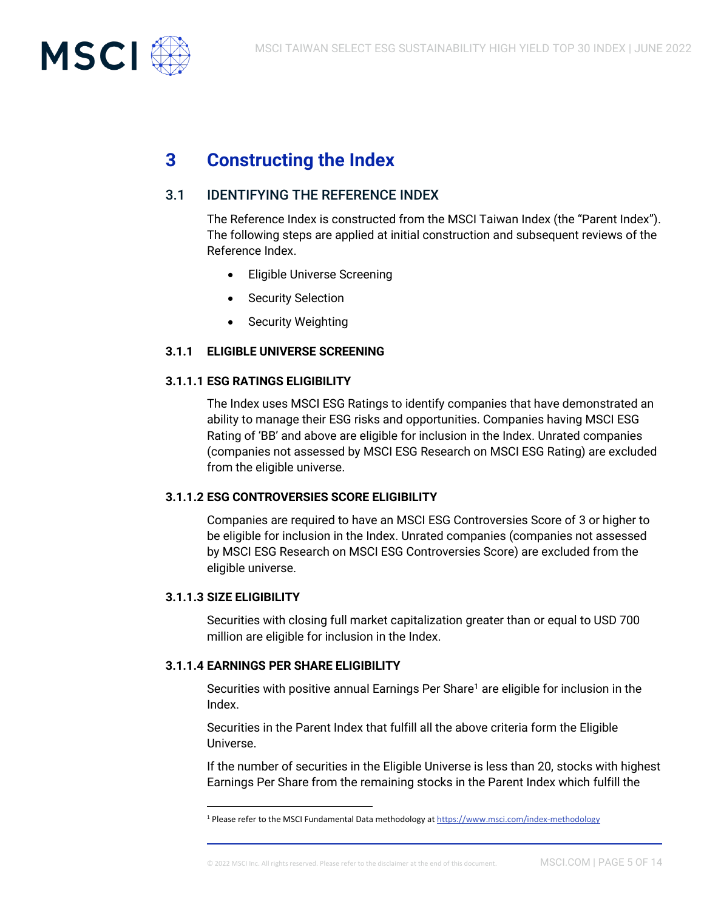# 3 Constructing the Index

## 3.1 IDENTIFYING THE REFERENCE INDEX

The Reference Index is constructed from the MSCI Taiwan Index (the "Parent Index"). The following steps are applied at initial construction and subsequent reviews of the Reference Index.

- Eligible Universe Screening
- Security Selection
- Security Weighting

### 3.1.1 ELIGIBLE UNIVERSE SCREENING

#### 3.1.1.1 ESG RATINGS ELIGIBILITY

The Index uses MSCI ESG Ratings to identify companies that have demonstrated an ability to manage their ESG risks and opportunities. Companies having MSCI ESG Rating of 'BB' and above are eligible for inclusion in the Index. Unrated companies (companies not assessed by MSCI ESG Research on MSCI ESG Rating) are excluded from the eligible universe.

#### 3.1.1.2 ESG CONTROVERSIES SCORE ELIGIBILITY

Companies are required to have an MSCI ESG Controversies Score of 3 or higher to be eligible for inclusion in the Index. Unrated companies (companies not assessed by MSCI ESG Research on MSCI ESG Controversies Score) are excluded from the eligible universe.

#### 3.1.1.3 SIZE ELIGIBILITY

Securities with closing full market capitalization greater than or equal to USD 700 million are eligible for inclusion in the Index.

#### 3.1.1.4 EARNINGS PER SHARE ELIGIBILITY

Securities with positive annual Earnings Per Share[1] are eligible for inclusion in the Index.

Securities in the Parent Index that fulfill all the above criteria form the Eligible Universe.

If the number of securities in the Eligible Universe is less than 20, stocks with highest Earnings Per Share from the remaining stocks in the Parent Index which fulfill the

[1] Please refer to the MSCI Fundamental Data methodology at https://www.msci.com/index-methodology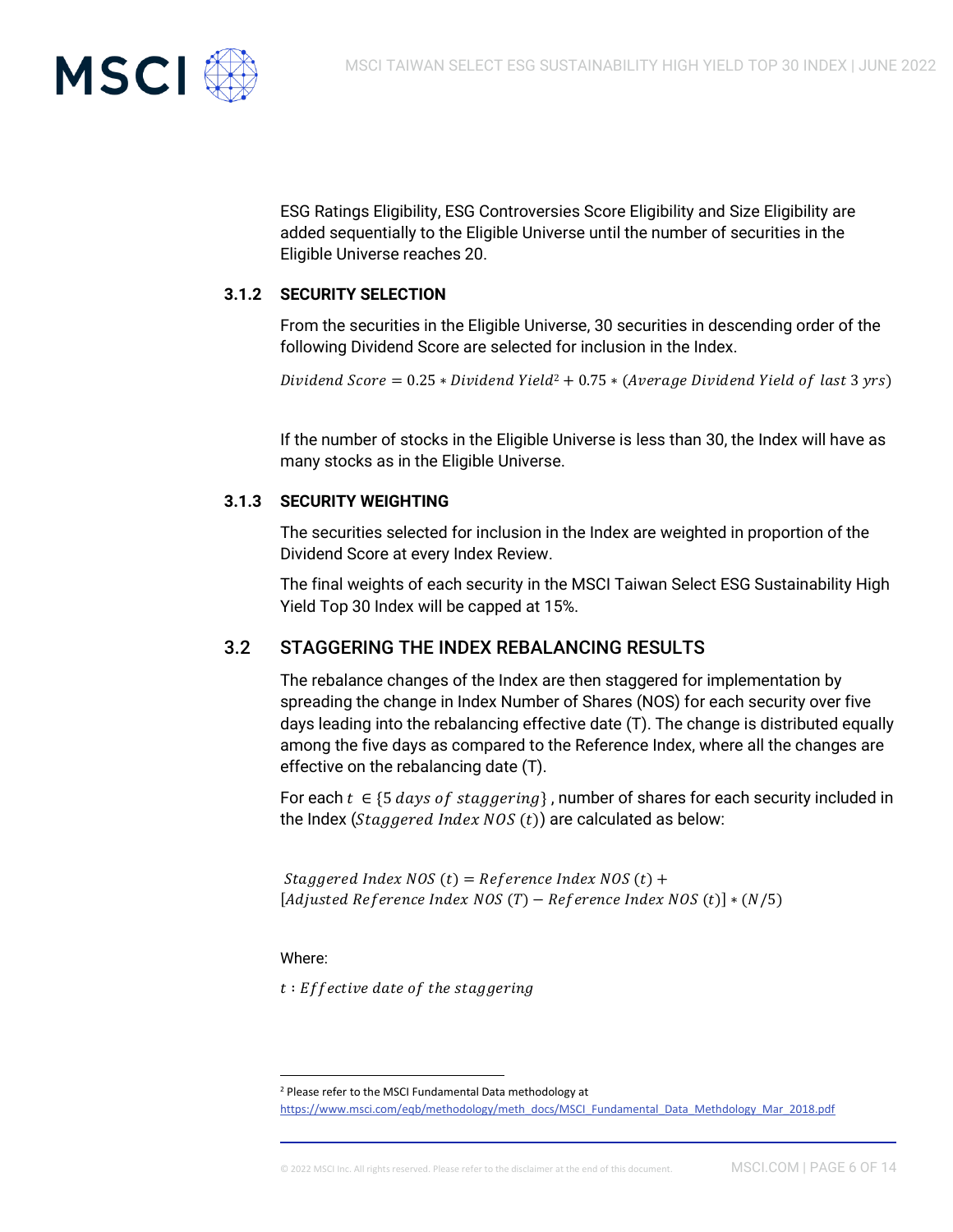ESG Ratings Eligibility, ESG Controversies Score Eligibility and Size Eligibility are added sequentially to the Eligible Universe until the number of securities in the Eligible Universe reaches 20.

### 3.1.2 SECURITY SELECTION

From the securities in the Eligible Universe, 30 securities in descending order of the following Dividend Score are selected for inclusion in the Index.

$$Dividend\ Score = 0.25 * Dividend\ Yield^{2} + 0.75 * (Average\ Dividend\ Yield\ of\ last\ 3\ yrs)$$

If the number of stocks in the Eligible Universe is less than 30, the Index will have as many stocks as in the Eligible Universe.

### 3.1.3 SECURITY WEIGHTING

The securities selected for inclusion in the Index are weighted in proportion of the Dividend Score at every Index Review.

The final weights of each security in the MSCI Taiwan Select ESG Sustainability High Yield Top 30 Index will be capped at 15%.

## 3.2 STAGGERING THE INDEX REBALANCING RESULTS

The rebalance changes of the Index are then staggered for implementation by spreading the change in Index Number of Shares (NOS) for each security over five days leading into the rebalancing effective date (T). The change is distributed equally among the five days as compared to the Reference Index, where all the changes are effective on the rebalancing date (T).

For each $t \in \{5\ days\ of\ staggering\}$, number of shares for each security included in the Index ($Staggered\ Index\ NOS\ (t)$) are calculated as below:

$$Staggered\ Index\ NOS\ (t) = Reference\ Index\ NOS\ (t) + [Adjusted\ Reference\ Index\ NOS\ (T) - Reference\ Index\ NOS\ (t)] * (N/5)$$

Where:

$t$ : $Effective\ date\ of\ the\ staggering$

---

[2] Please refer to the MSCI Fundamental Data methodology at https://www.msci.com/eqb/methodology/meth_docs/MSCI_Fundamental_Data_Methdology_Mar_2018.pdf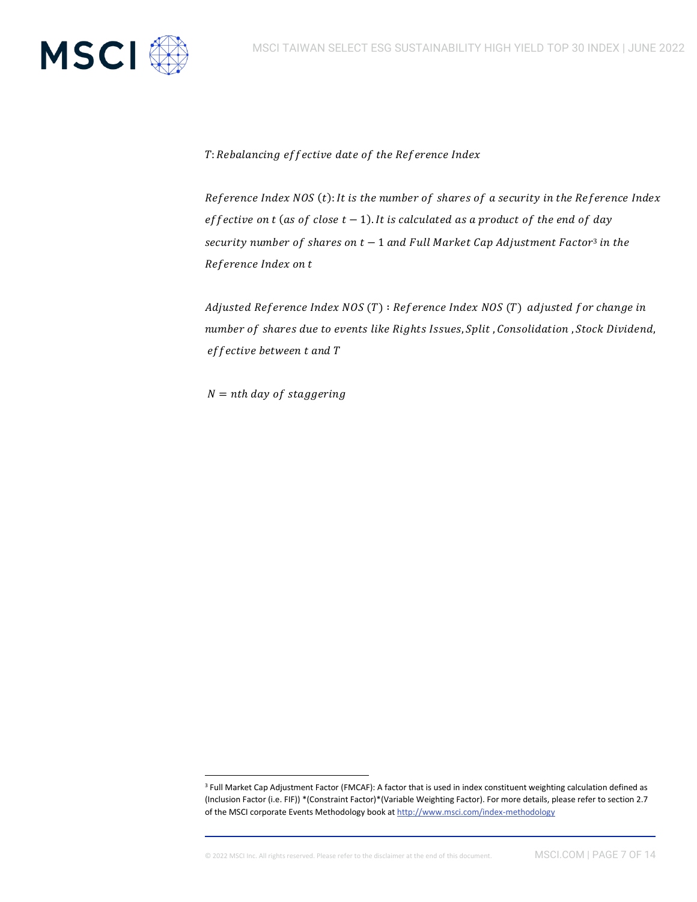$T$: *Rebalancing effective date of the Reference Index*

*Reference Index NOS* $(t)$: *It is the number of shares of a security in the Reference Index effective on* $t$ *(as of close* $t-1$*). It is calculated as a product of the end of day security number of shares on* $t-1$ *and Full Market Cap Adjustment Factor*[3] *in the Reference Index on* $t$

*Adjusted Reference Index NOS* $(T)$ : *Reference Index NOS* $(T)$ *adjusted for change in number of shares due to events like Rights Issues, Split, Consolidation, Stock Dividend, effective between* $t$ *and* $T$

$N$ = *nth day of staggering*

---

[3] Full Market Cap Adjustment Factor (FMCAF): A factor that is used in index constituent weighting calculation defined as (Inclusion Factor (i.e. FIF)) *(Constraint Factor)*(Variable Weighting Factor). For more details, please refer to section 2.7 of the MSCI corporate Events Methodology book at http://www.msci.com/index-methodology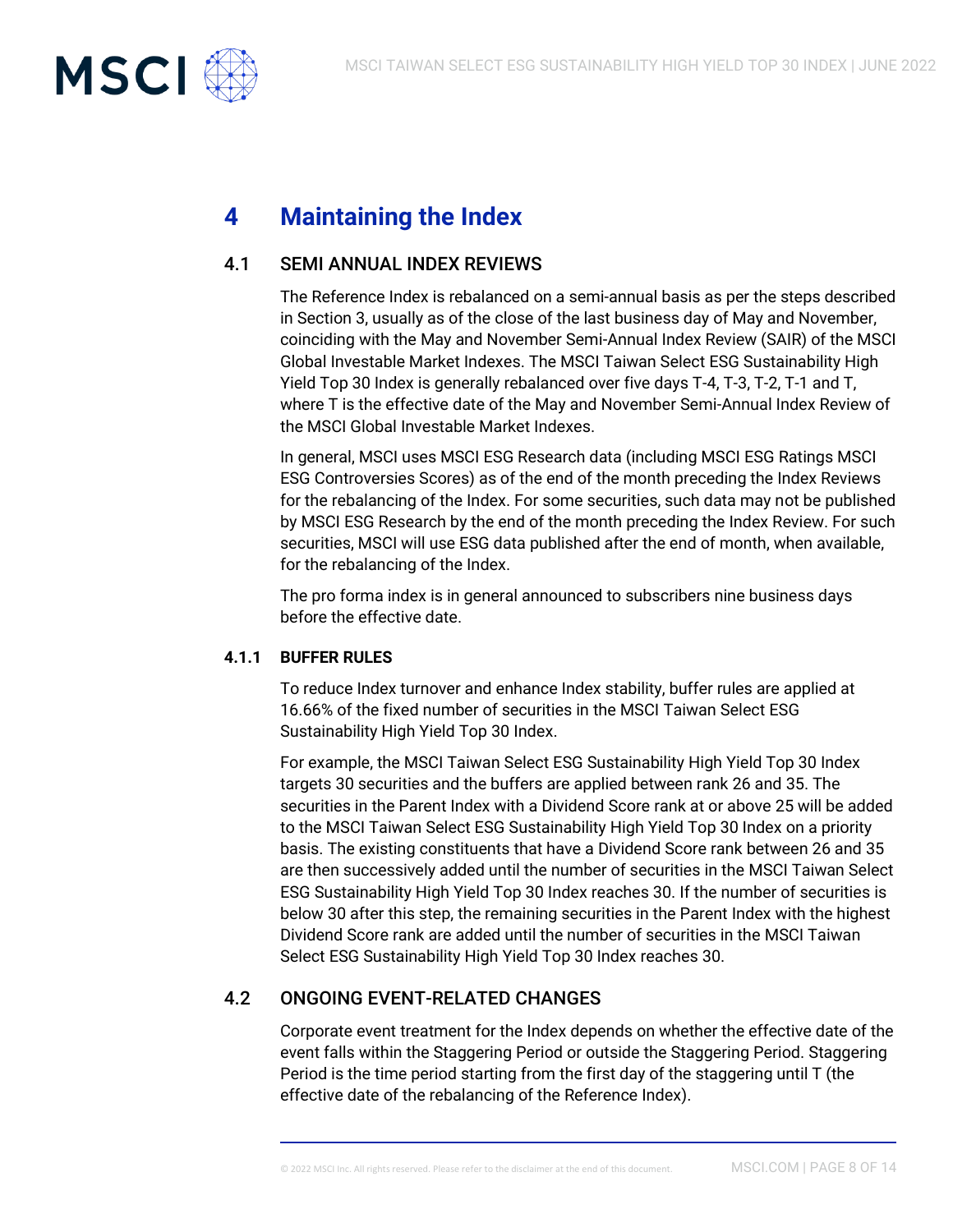# 4 Maintaining the Index

## 4.1 SEMI ANNUAL INDEX REVIEWS

The Reference Index is rebalanced on a semi-annual basis as per the steps described in Section 3, usually as of the close of the last business day of May and November, coinciding with the May and November Semi-Annual Index Review (SAIR) of the MSCI Global Investable Market Indexes. The MSCI Taiwan Select ESG Sustainability High Yield Top 30 Index is generally rebalanced over five days T-4, T-3, T-2, T-1 and T, where T is the effective date of the May and November Semi-Annual Index Review of the MSCI Global Investable Market Indexes.

In general, MSCI uses MSCI ESG Research data (including MSCI ESG Ratings MSCI ESG Controversies Scores) as of the end of the month preceding the Index Reviews for the rebalancing of the Index. For some securities, such data may not be published by MSCI ESG Research by the end of the month preceding the Index Review. For such securities, MSCI will use ESG data published after the end of month, when available, for the rebalancing of the Index.

The pro forma index is in general announced to subscribers nine business days before the effective date.

### 4.1.1 BUFFER RULES

To reduce Index turnover and enhance Index stability, buffer rules are applied at 16.66% of the fixed number of securities in the MSCI Taiwan Select ESG Sustainability High Yield Top 30 Index.

For example, the MSCI Taiwan Select ESG Sustainability High Yield Top 30 Index targets 30 securities and the buffers are applied between rank 26 and 35. The securities in the Parent Index with a Dividend Score rank at or above 25 will be added to the MSCI Taiwan Select ESG Sustainability High Yield Top 30 Index on a priority basis. The existing constituents that have a Dividend Score rank between 26 and 35 are then successively added until the number of securities in the MSCI Taiwan Select ESG Sustainability High Yield Top 30 Index reaches 30. If the number of securities is below 30 after this step, the remaining securities in the Parent Index with the highest Dividend Score rank are added until the number of securities in the MSCI Taiwan Select ESG Sustainability High Yield Top 30 Index reaches 30.

## 4.2 ONGOING EVENT-RELATED CHANGES

Corporate event treatment for the Index depends on whether the effective date of the event falls within the Staggering Period or outside the Staggering Period. Staggering Period is the time period starting from the first day of the staggering until T (the effective date of the rebalancing of the Reference Index).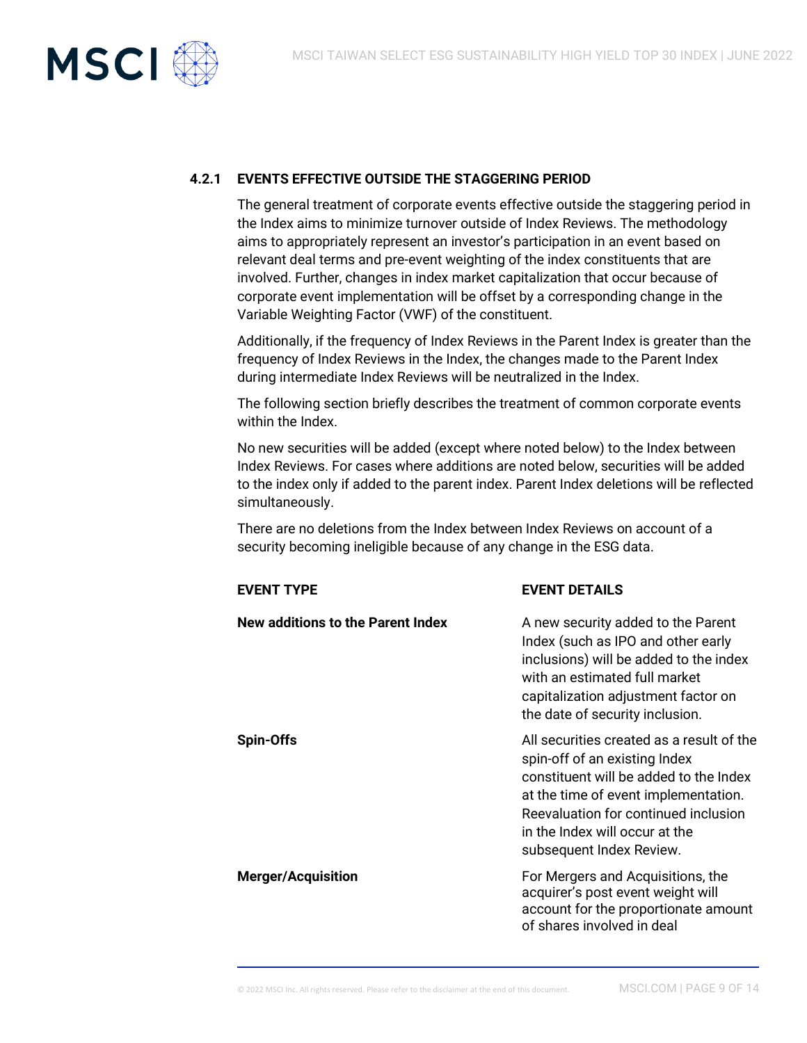#### 4.2.1 EVENTS EFFECTIVE OUTSIDE THE STAGGERING PERIOD

The general treatment of corporate events effective outside the staggering period in the Index aims to minimize turnover outside of Index Reviews. The methodology aims to appropriately represent an investor's participation in an event based on relevant deal terms and pre-event weighting of the index constituents that are involved. Further, changes in index market capitalization that occur because of corporate event implementation will be offset by a corresponding change in the Variable Weighting Factor (VWF) of the constituent.

Additionally, if the frequency of Index Reviews in the Parent Index is greater than the frequency of Index Reviews in the Index, the changes made to the Parent Index during intermediate Index Reviews will be neutralized in the Index.

The following section briefly describes the treatment of common corporate events within the Index.

No new securities will be added (except where noted below) to the Index between Index Reviews. For cases where additions are noted below, securities will be added to the index only if added to the parent index. Parent Index deletions will be reflected simultaneously.

There are no deletions from the Index between Index Reviews on account of a security becoming ineligible because of any change in the ESG data.

| EVENT TYPE | EVENT DETAILS |
|---|---|
| **New additions to the Parent Index** | A new security added to the Parent Index (such as IPO and other early inclusions) will be added to the index with an estimated full market capitalization adjustment factor on the date of security inclusion. |
| **Spin-Offs** | All securities created as a result of the spin-off of an existing Index constituent will be added to the Index at the time of event implementation. Reevaluation for continued inclusion in the Index will occur at the subsequent Index Review. |
| **Merger/Acquisition** | For Mergers and Acquisitions, the acquirer's post event weight will account for the proportionate amount of shares involved in deal |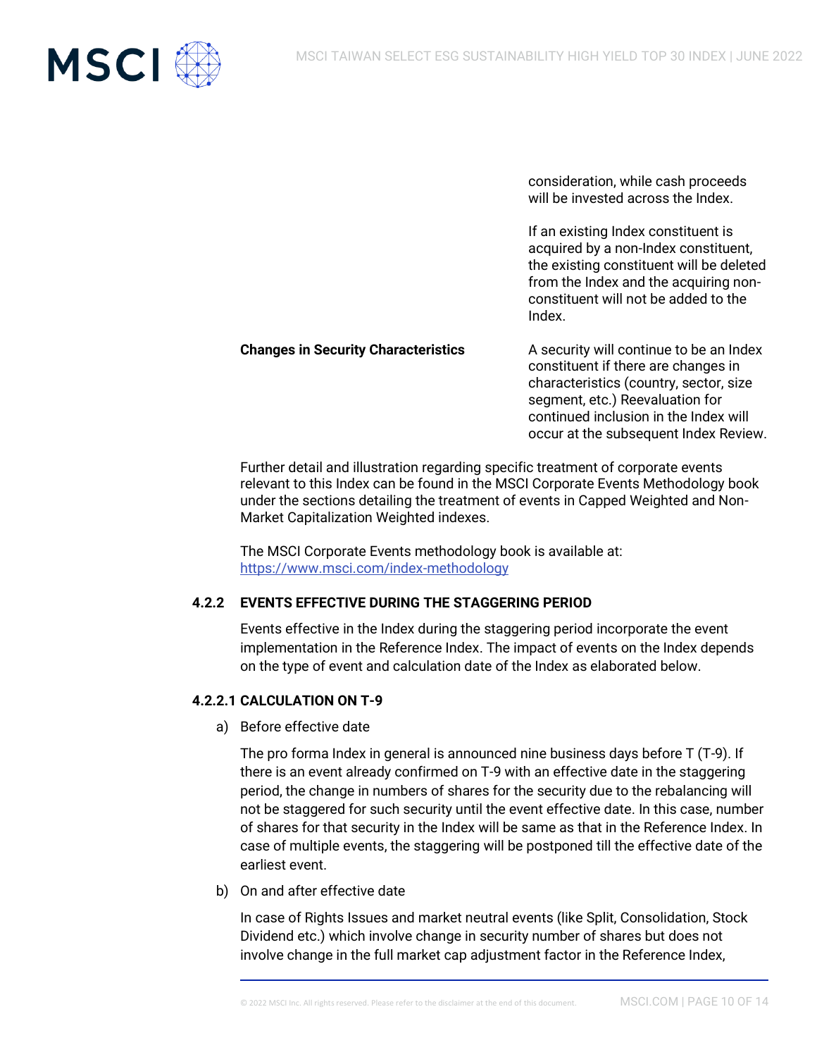| | |
|---|---|
| | consideration, while cash proceeds will be invested across the Index.<br><br>If an existing Index constituent is acquired by a non-Index constituent, the existing constituent will be deleted from the Index and the acquiring non-constituent will not be added to the Index. |
| **Changes in Security Characteristics** | A security will continue to be an Index constituent if there are changes in characteristics (country, sector, size segment, etc.) Reevaluation for continued inclusion in the Index will occur at the subsequent Index Review. |

Further detail and illustration regarding specific treatment of corporate events relevant to this Index can be found in the MSCI Corporate Events Methodology book under the sections detailing the treatment of events in Capped Weighted and Non-Market Capitalization Weighted indexes.

The MSCI Corporate Events methodology book is available at: https://www.msci.com/index-methodology

### 4.2.2 EVENTS EFFECTIVE DURING THE STAGGERING PERIOD

Events effective in the Index during the staggering period incorporate the event implementation in the Reference Index. The impact of events on the Index depends on the type of event and calculation date of the Index as elaborated below.

#### 4.2.2.1 CALCULATION ON T-9

a) Before effective date

The pro forma Index in general is announced nine business days before T (T-9). If there is an event already confirmed on T-9 with an effective date in the staggering period, the change in numbers of shares for the security due to the rebalancing will not be staggered for such security until the event effective date. In this case, number of shares for that security in the Index will be same as that in the Reference Index. In case of multiple events, the staggering will be postponed till the effective date of the earliest event.

b) On and after effective date

In case of Rights Issues and market neutral events (like Split, Consolidation, Stock Dividend etc.) which involve change in security number of shares but does not involve change in the full market cap adjustment factor in the Reference Index,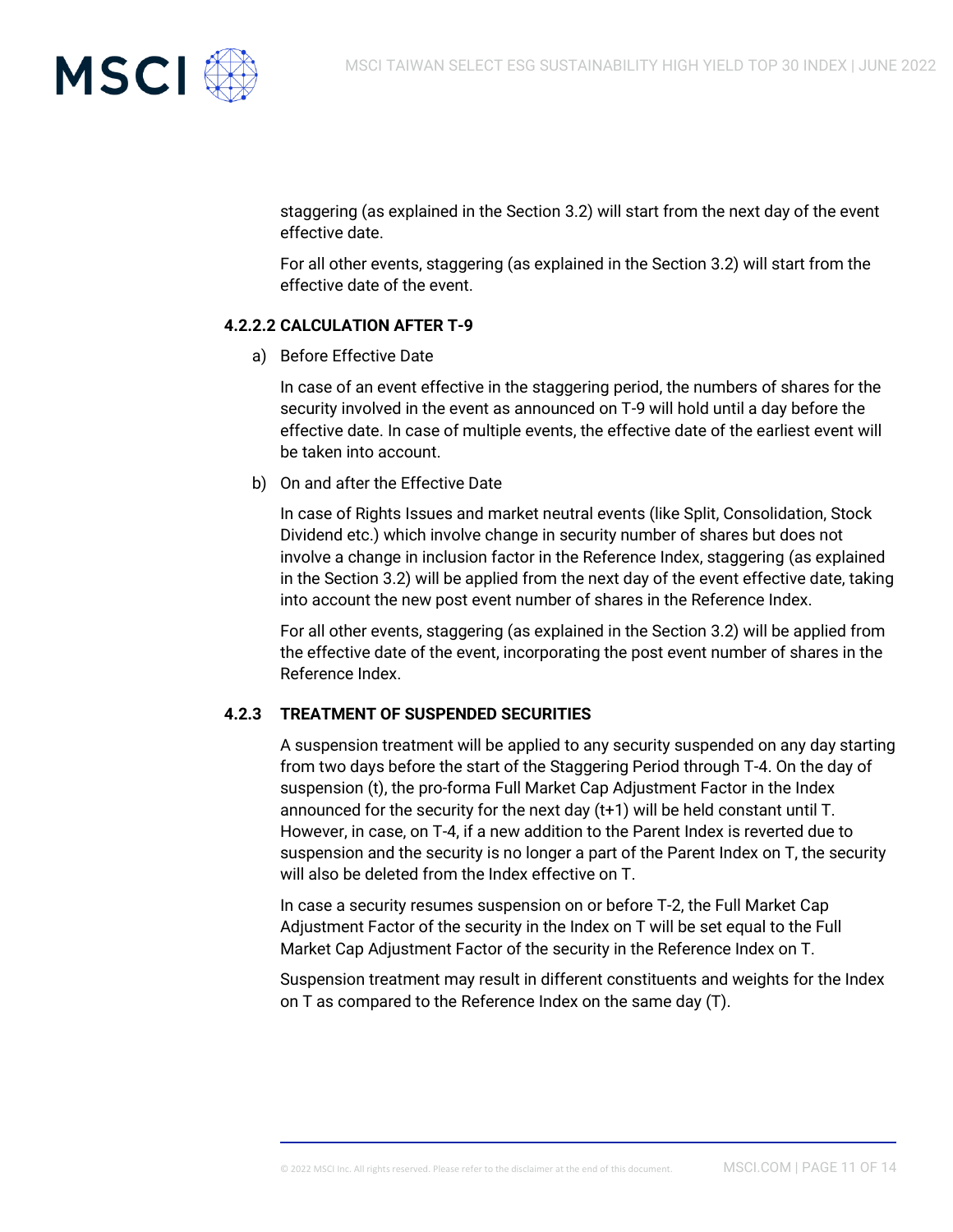staggering (as explained in the Section 3.2) will start from the next day of the event effective date.

For all other events, staggering (as explained in the Section 3.2) will start from the effective date of the event.

#### 4.2.2.2 CALCULATION AFTER T-9

a) Before Effective Date

In case of an event effective in the staggering period, the numbers of shares for the security involved in the event as announced on T-9 will hold until a day before the effective date. In case of multiple events, the effective date of the earliest event will be taken into account.

b) On and after the Effective Date

In case of Rights Issues and market neutral events (like Split, Consolidation, Stock Dividend etc.) which involve change in security number of shares but does not involve a change in inclusion factor in the Reference Index, staggering (as explained in the Section 3.2) will be applied from the next day of the event effective date, taking into account the new post event number of shares in the Reference Index.

For all other events, staggering (as explained in the Section 3.2) will be applied from the effective date of the event, incorporating the post event number of shares in the Reference Index.

### 4.2.3 TREATMENT OF SUSPENDED SECURITIES

A suspension treatment will be applied to any security suspended on any day starting from two days before the start of the Staggering Period through T-4. On the day of suspension (t), the pro-forma Full Market Cap Adjustment Factor in the Index announced for the security for the next day (t+1) will be held constant until T. However, in case, on T-4, if a new addition to the Parent Index is reverted due to suspension and the security is no longer a part of the Parent Index on T, the security will also be deleted from the Index effective on T.

In case a security resumes suspension on or before T-2, the Full Market Cap Adjustment Factor of the security in the Index on T will be set equal to the Full Market Cap Adjustment Factor of the security in the Reference Index on T.

Suspension treatment may result in different constituents and weights for the Index on T as compared to the Reference Index on the same day (T).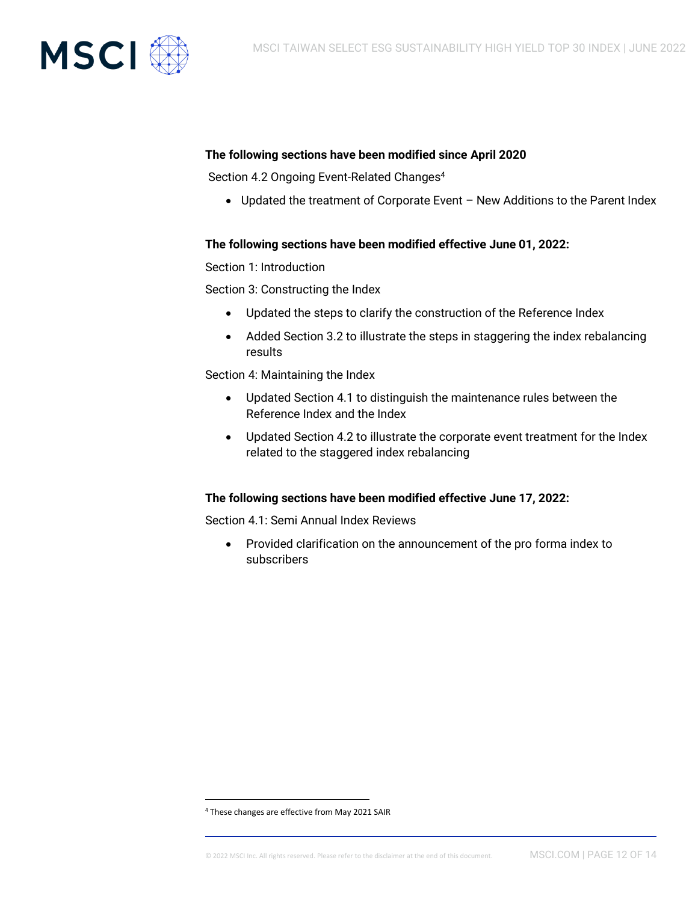**The following sections have been modified since April 2020**

Section 4.2 Ongoing Event-Related Changes[4]

- Updated the treatment of Corporate Event – New Additions to the Parent Index

**The following sections have been modified effective June 01, 2022:**

Section 1: Introduction

Section 3: Constructing the Index

- Updated the steps to clarify the construction of the Reference Index
- Added Section 3.2 to illustrate the steps in staggering the index rebalancing results

Section 4: Maintaining the Index

- Updated Section 4.1 to distinguish the maintenance rules between the Reference Index and the Index
- Updated Section 4.2 to illustrate the corporate event treatment for the Index related to the staggered index rebalancing

**The following sections have been modified effective June 17, 2022:**

Section 4.1: Semi Annual Index Reviews

- Provided clarification on the announcement of the pro forma index to subscribers

[4] These changes are effective from May 2021 SAIR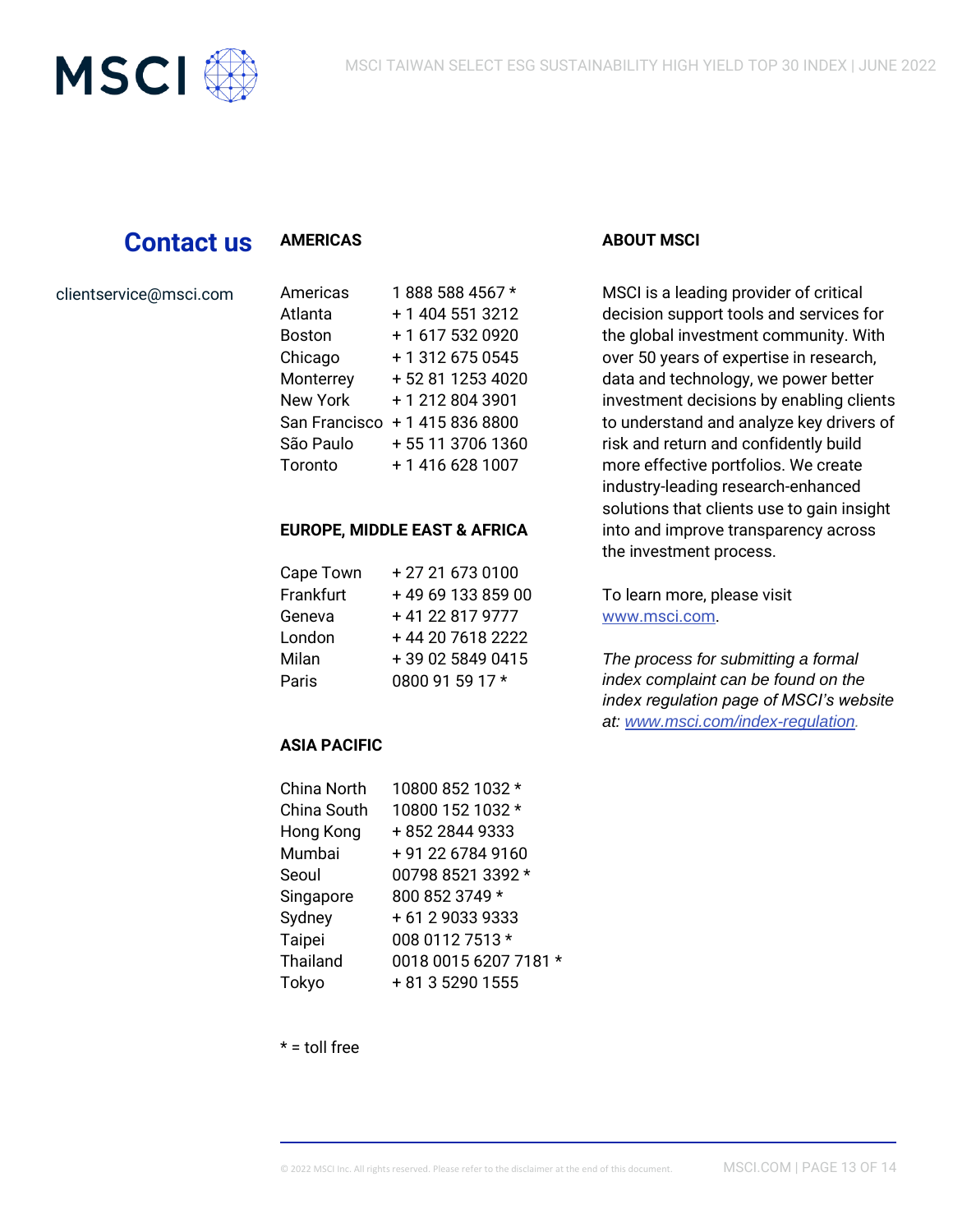## Contact us

clientservice@msci.com

**AMERICAS**

| | |
|---|---|
| Americas | 1 888 588 4567 * |
| Atlanta | + 1 404 551 3212 |
| Boston | + 1 617 532 0920 |
| Chicago | + 1 312 675 0545 |
| Monterrey | + 52 81 1253 4020 |
| New York | + 1 212 804 3901 |
| San Francisco | + 1 415 836 8800 |
| São Paulo | + 55 11 3706 1360 |
| Toronto | + 1 416 628 1007 |

**EUROPE, MIDDLE EAST & AFRICA**

| | |
|---|---|
| Cape Town | + 27 21 673 0100 |
| Frankfurt | + 49 69 133 859 00 |
| Geneva | + 41 22 817 9777 |
| London | + 44 20 7618 2222 |
| Milan | + 39 02 5849 0415 |
| Paris | 0800 91 59 17 * |

**ASIA PACIFIC**

| | |
|---|---|
| China North | 10800 852 1032 * |
| China South | 10800 152 1032 * |
| Hong Kong | + 852 2844 9333 |
| Mumbai | + 91 22 6784 9160 |
| Seoul | 00798 8521 3392 * |
| Singapore | 800 852 3749 * |
| Sydney | + 61 2 9033 9333 |
| Taipei | 008 0112 7513 * |
| Thailand | 0018 0015 6207 7181 * |
| Tokyo | + 81 3 5290 1555 |

* = toll free

**ABOUT MSCI**

MSCI is a leading provider of critical decision support tools and services for the global investment community. With over 50 years of expertise in research, data and technology, we power better investment decisions by enabling clients to understand and analyze key drivers of risk and return and confidently build more effective portfolios. We create industry-leading research-enhanced solutions that clients use to gain insight into and improve transparency across the investment process.

To learn more, please visit www.msci.com.

*The process for submitting a formal index complaint can be found on the index regulation page of MSCI's website at: www.msci.com/index-regulation.*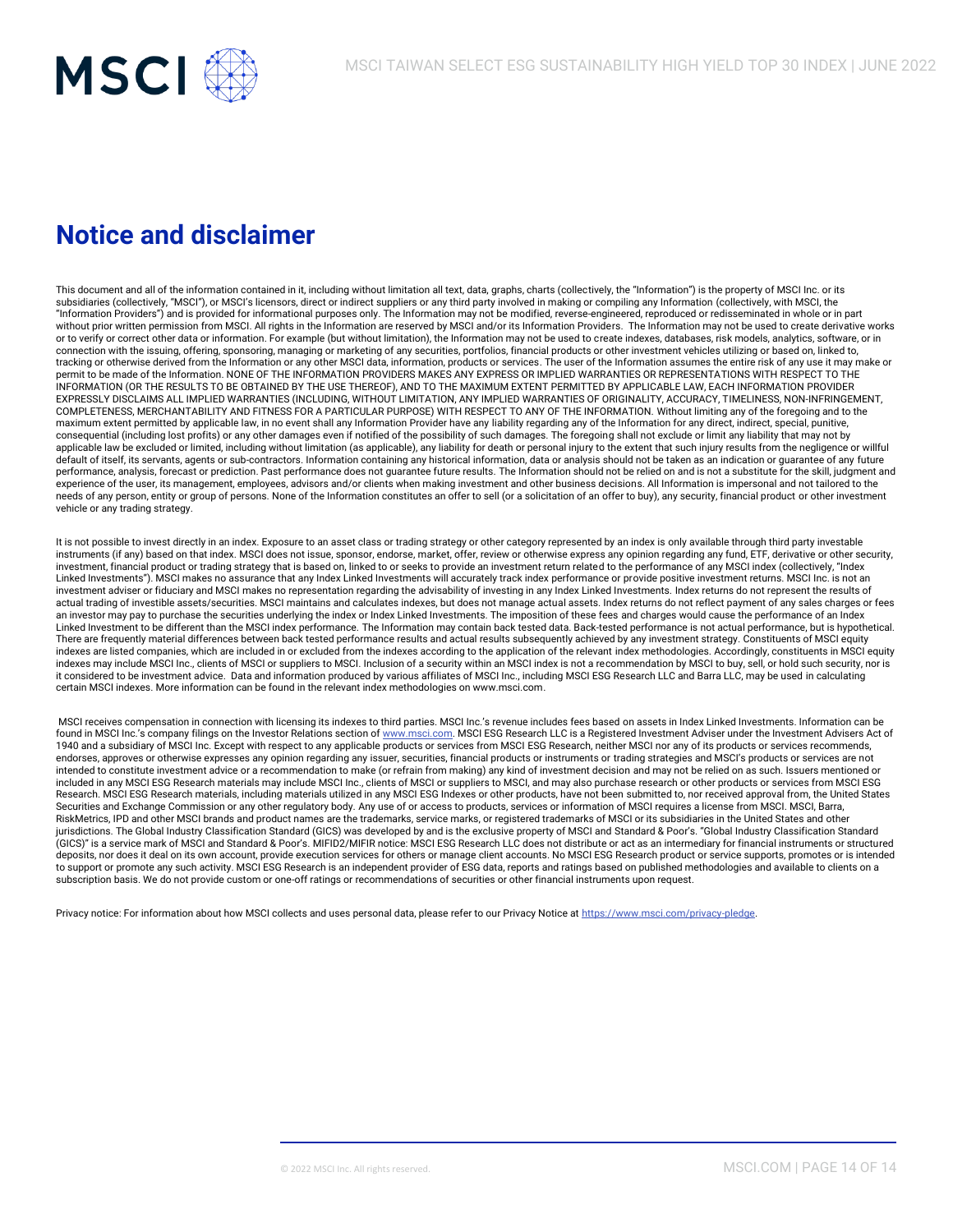# Notice and disclaimer

This document and all of the information contained in it, including without limitation all text, data, graphs, charts (collectively, the "Information") is the property of MSCI Inc. or its subsidiaries (collectively, "MSCI"), or MSCI's licensors, direct or indirect suppliers or any third party involved in making or compiling any Information (collectively, with MSCI, the "Information Providers") and is provided for informational purposes only. The Information may not be modified, reverse-engineered, reproduced or redisseminated in whole or in part without prior written permission from MSCI. All rights in the Information are reserved by MSCI and/or its Information Providers. The Information may not be used to create derivative works or to verify or correct other data or information. For example (but without limitation), the Information may not be used to create indexes, databases, risk models, analytics, software, or in connection with the issuing, offering, sponsoring, managing or marketing of any securities, portfolios, financial products or other investment vehicles utilizing or based on, linked to, tracking or otherwise derived from the Information or any other MSCI data, information, products or services. The user of the Information assumes the entire risk of any use it may make or permit to be made of the Information. NONE OF THE INFORMATION PROVIDERS MAKES ANY EXPRESS OR IMPLIED WARRANTIES OR REPRESENTATIONS WITH RESPECT TO THE INFORMATION (OR THE RESULTS TO BE OBTAINED BY THE USE THEREOF), AND TO THE MAXIMUM EXTENT PERMITTED BY APPLICABLE LAW, EACH INFORMATION PROVIDER EXPRESSLY DISCLAIMS ALL IMPLIED WARRANTIES (INCLUDING, WITHOUT LIMITATION, ANY IMPLIED WARRANTIES OF ORIGINALITY, ACCURACY, TIMELINESS, NON-INFRINGEMENT, COMPLETENESS, MERCHANTABILITY AND FITNESS FOR A PARTICULAR PURPOSE) WITH RESPECT TO ANY OF THE INFORMATION. Without limiting any of the foregoing and to the maximum extent permitted by applicable law, in no event shall any Information Provider have any liability regarding any of the Information for any direct, indirect, special, punitive, consequential (including lost profits) or any other damages even if notified of the possibility of such damages. The foregoing shall not exclude or limit any liability that may not by applicable law be excluded or limited, including without limitation (as applicable), any liability for death or personal injury to the extent that such injury results from the negligence or willful default of itself, its servants, agents or sub-contractors. Information containing any historical information, data or analysis should not be taken as an indication or guarantee of any future performance, analysis, forecast or prediction. Past performance does not guarantee future results. The Information should not be relied on and is not a substitute for the skill, judgment and experience of the user, its management, employees, advisors and/or clients when making investment and other business decisions. All Information is impersonal and not tailored to the needs of any person, entity or group of persons. None of the Information constitutes an offer to sell (or a solicitation of an offer to buy), any security, financial product or other investment vehicle or any trading strategy.

It is not possible to invest directly in an index. Exposure to an asset class or trading strategy or other category represented by an index is only available through third party investable instruments (if any) based on that index. MSCI does not issue, sponsor, endorse, market, offer, review or otherwise express any opinion regarding any fund, ETF, derivative or other security, investment, financial product or trading strategy that is based on, linked to or seeks to provide an investment return related to the performance of any MSCI index (collectively, "Index Linked Investments"). MSCI makes no assurance that any Index Linked Investments will accurately track index performance or provide positive investment returns. MSCI Inc. is not an investment adviser or fiduciary and MSCI makes no representation regarding the advisability of investing in any Index Linked Investments. Index returns do not represent the results of actual trading of investible assets/securities. MSCI maintains and calculates indexes, but does not manage actual assets. Index returns do not reflect payment of any sales charges or fees an investor may pay to purchase the securities underlying the index or Index Linked Investments. The imposition of these fees and charges would cause the performance of an Index Linked Investment to be different than the MSCI index performance. The Information may contain back tested data. Back-tested performance is not actual performance, but is hypothetical. There are frequently material differences between back tested performance results and actual results subsequently achieved by any investment strategy. Constituents of MSCI equity indexes are listed companies, which are included in or excluded from the indexes according to the application of the relevant index methodologies. Accordingly, constituents in MSCI equity indexes may include MSCI Inc., clients of MSCI or suppliers to MSCI. Inclusion of a security within an MSCI index is not a recommendation by MSCI to buy, sell, or hold such security, nor is it considered to be investment advice. Data and information produced by various affiliates of MSCI Inc., including MSCI ESG Research LLC and Barra LLC, may be used in calculating certain MSCI indexes. More information can be found in the relevant index methodologies on www.msci.com.

MSCI receives compensation in connection with licensing its indexes to third parties. MSCI Inc.'s revenue includes fees based on assets in Index Linked Investments. Information can be found in MSCI Inc.'s company filings on the Investor Relations section of www.msci.com. MSCI ESG Research LLC is a Registered Investment Adviser under the Investment Advisers Act of 1940 and a subsidiary of MSCI Inc. Except with respect to any applicable products or services from MSCI ESG Research, neither MSCI nor any of its products or services recommends, endorses, approves or otherwise expresses any opinion regarding any issuer, securities, financial products or instruments or trading strategies and MSCI's products or services are not intended to constitute investment advice or a recommendation to make (or refrain from making) any kind of investment decision and may not be relied on as such. Issuers mentioned or included in any MSCI ESG Research materials may include MSCI Inc., clients of MSCI or suppliers to MSCI, and may also purchase research or other products or services from MSCI ESG Research. MSCI ESG Research materials, including materials utilized in any MSCI ESG Indexes or other products, have not been submitted to, nor received approval from, the United States Securities and Exchange Commission or any other regulatory body. Any use of or access to products, services or information of MSCI requires a license from MSCI. MSCI, Barra, RiskMetrics, IPD and other MSCI brands and product names are the trademarks, service marks, or registered trademarks of MSCI or its subsidiaries in the United States and other jurisdictions. The Global Industry Classification Standard (GICS) was developed by and is the exclusive property of MSCI and Standard & Poor's. "Global Industry Classification Standard (GICS)" is a service mark of MSCI and Standard & Poor's. MIFID2/MIFIR notice: MSCI ESG Research LLC does not distribute or act as an intermediary for financial instruments or structured deposits, nor does it deal on its own account, provide execution services for others or manage client accounts. No MSCI ESG Research product or service supports, promotes or is intended to support or promote any such activity. MSCI ESG Research is an independent provider of ESG data, reports and ratings based on published methodologies and available to clients on a subscription basis. We do not provide custom or one-off ratings or recommendations of securities or other financial instruments upon request.

Privacy notice: For information about how MSCI collects and uses personal data, please refer to our Privacy Notice at https://www.msci.com/privacy-pledge.